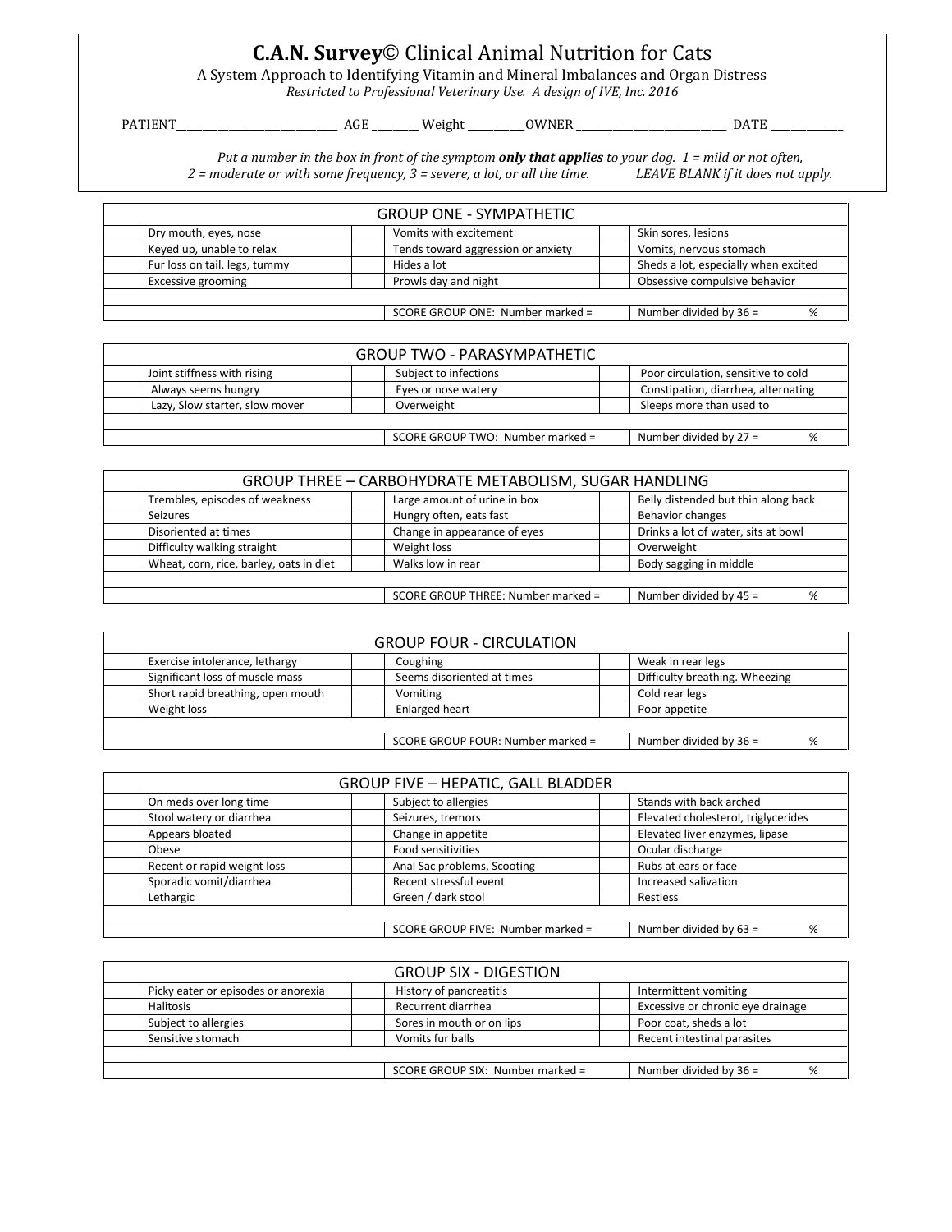# **C.A.N. Survey**© Clinical Animal Nutrition for Cats

A System Approach to Identifying Vitamin and Mineral Imbalances and Organ Distress

*Restricted to Professional Veterinary Use. A design of IVE, Inc. 2016*

PATIENT_______________________ AGE _______ Weight _________OWNER ______________________ DATE ___________

*Put a number in the box in front of the symptom* ***only that applies*** *to your dog. 1 = mild or not often, 2 = moderate or with some frequency, 3 = severe, a lot, or all the time. LEAVE BLANK if it does not apply.*

| GROUP ONE - SYMPATHETIC | | | | | |
|---|---|---|---|---|---|
| | Dry mouth, eyes, nose | | Vomits with excitement | | Skin sores, lesions |
| | Keyed up, unable to relax | | Tends toward aggression or anxiety | | Vomits, nervous stomach |
| | Fur loss on tail, legs, tummy | | Hides a lot | | Sheds a lot, especially when excited |
| | Excessive grooming | | Prowls day and night | | Obsessive compulsive behavior |
| | | | | | |
| | | | SCORE GROUP ONE: Number marked = | | Number divided by 36 = % |

| GROUP TWO - PARASYMPATHETIC | | | | | |
|---|---|---|---|---|---|
| | Joint stiffness with rising | | Subject to infections | | Poor circulation, sensitive to cold |
| | Always seems hungry | | Eyes or nose watery | | Constipation, diarrhea, alternating |
| | Lazy, Slow starter, slow mover | | Overweight | | Sleeps more than used to |
| | | | | | |
| | | | SCORE GROUP TWO: Number marked = | | Number divided by 27 = % |

| GROUP THREE – CARBOHYDRATE METABOLISM, SUGAR HANDLING | | | | | |
|---|---|---|---|---|---|
| | Trembles, episodes of weakness | | Large amount of urine in box | | Belly distended but thin along back |
| | Seizures | | Hungry often, eats fast | | Behavior changes |
| | Disoriented at times | | Change in appearance of eyes | | Drinks a lot of water, sits at bowl |
| | Difficulty walking straight | | Weight loss | | Overweight |
| | Wheat, corn, rice, barley, oats in diet | | Walks low in rear | | Body sagging in middle |
| | | | | | |
| | | | SCORE GROUP THREE: Number marked = | | Number divided by 45 = % |

| GROUP FOUR - CIRCULATION | | | | | |
|---|---|---|---|---|---|
| | Exercise intolerance, lethargy | | Coughing | | Weak in rear legs |
| | Significant loss of muscle mass | | Seems disoriented at times | | Difficulty breathing. Wheezing |
| | Short rapid breathing, open mouth | | Vomiting | | Cold rear legs |
| | Weight loss | | Enlarged heart | | Poor appetite |
| | | | | | |
| | | | SCORE GROUP FOUR: Number marked = | | Number divided by 36 = % |

| GROUP FIVE – HEPATIC, GALL BLADDER | | | | | |
|---|---|---|---|---|---|
| | On meds over long time | | Subject to allergies | | Stands with back arched |
| | Stool watery or diarrhea | | Seizures, tremors | | Elevated cholesterol, triglycerides |
| | Appears bloated | | Change in appetite | | Elevated liver enzymes, lipase |
| | Obese | | Food sensitivities | | Ocular discharge |
| | Recent or rapid weight loss | | Anal Sac problems, Scooting | | Rubs at ears or face |
| | Sporadic vomit/diarrhea | | Recent stressful event | | Increased salivation |
| | Lethargic | | Green / dark stool | | Restless |
| | | | | | |
| | | | SCORE GROUP FIVE: Number marked = | | Number divided by 63 = % |

| GROUP SIX - DIGESTION | | | | | |
|---|---|---|---|---|---|
| | Picky eater or episodes or anorexia | | History of pancreatitis | | Intermittent vomiting |
| | Halitosis | | Recurrent diarrhea | | Excessive or chronic eye drainage |
| | Subject to allergies | | Sores in mouth or on lips | | Poor coat, sheds a lot |
| | Sensitive stomach | | Vomits fur balls | | Recent intestinal parasites |
| | | | | | |
| | | | SCORE GROUP SIX: Number marked = | | Number divided by 36 = % |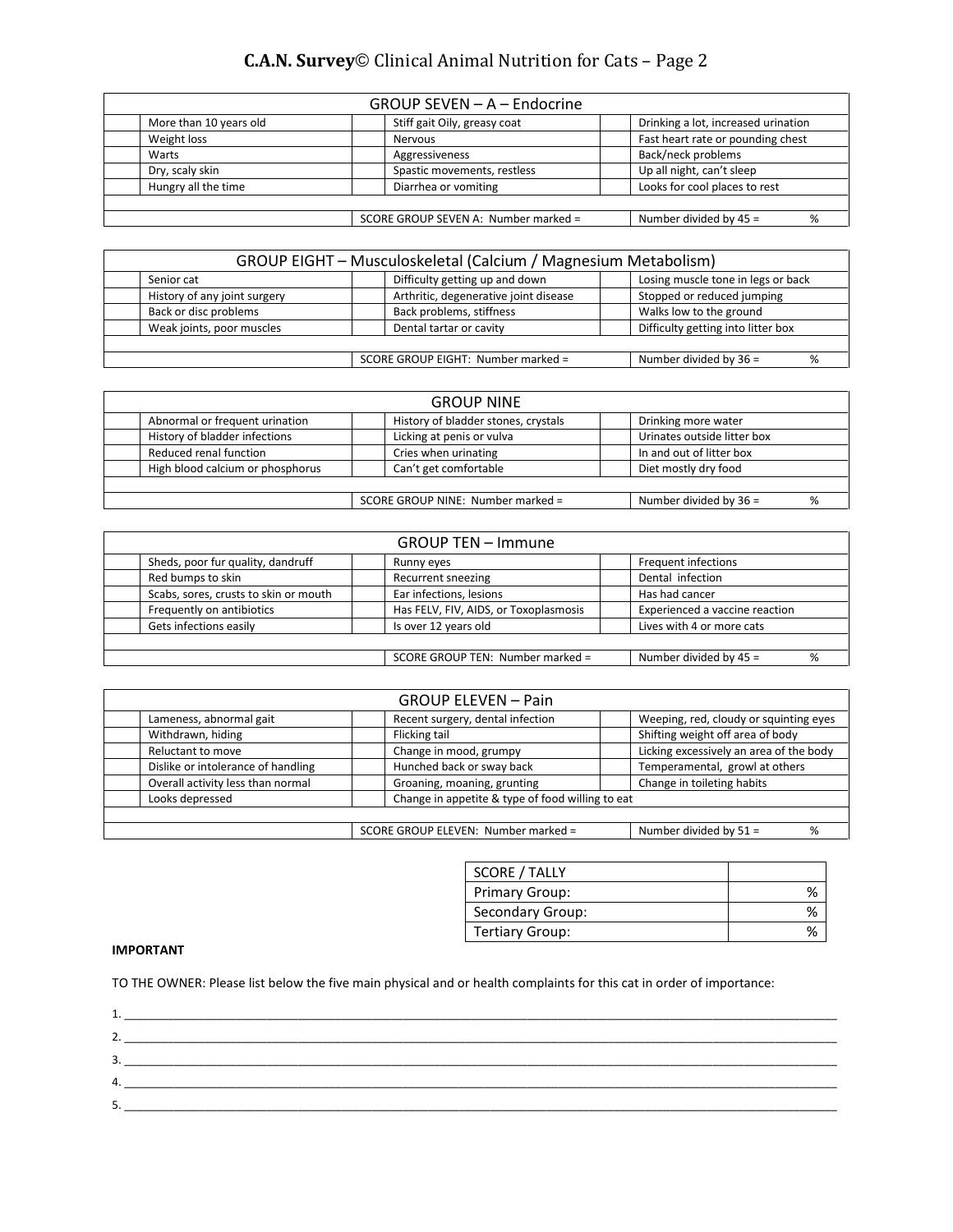# C.A.N. Survey© Clinical Animal Nutrition for Cats – Page 2

| GROUP SEVEN – A – Endocrine | | | | | |
|---|---|---|---|---|---|
| | More than 10 years old | | Stiff gait Oily, greasy coat | | Drinking a lot, increased urination |
| | Weight loss | | Nervous | | Fast heart rate or pounding chest |
| | Warts | | Aggressiveness | | Back/neck problems |
| | Dry, scaly skin | | Spastic movements, restless | | Up all night, can't sleep |
| | Hungry all the time | | Diarrhea or vomiting | | Looks for cool places to rest |
| | | | | | |
| | | | SCORE GROUP SEVEN A: Number marked = | | Number divided by 45 = % |

| GROUP EIGHT – Musculoskeletal (Calcium / Magnesium Metabolism) | | | | | |
|---|---|---|---|---|---|
| | Senior cat | | Difficulty getting up and down | | Losing muscle tone in legs or back |
| | History of any joint surgery | | Arthritic, degenerative joint disease | | Stopped or reduced jumping |
| | Back or disc problems | | Back problems, stiffness | | Walks low to the ground |
| | Weak joints, poor muscles | | Dental tartar or cavity | | Difficulty getting into litter box |
| | | | | | |
| | | | SCORE GROUP EIGHT: Number marked = | | Number divided by 36 = % |

| GROUP NINE | | | | | |
|---|---|---|---|---|---|
| | Abnormal or frequent urination | | History of bladder stones, crystals | | Drinking more water |
| | History of bladder infections | | Licking at penis or vulva | | Urinates outside litter box |
| | Reduced renal function | | Cries when urinating | | In and out of litter box |
| | High blood calcium or phosphorus | | Can't get comfortable | | Diet mostly dry food |
| | | | | | |
| | | | SCORE GROUP NINE: Number marked = | | Number divided by 36 = % |

| GROUP TEN – Immune | | | | | |
|---|---|---|---|---|---|
| | Sheds, poor fur quality, dandruff | | Runny eyes | | Frequent infections |
| | Red bumps to skin | | Recurrent sneezing | | Dental infection |
| | Scabs, sores, crusts to skin or mouth | | Ear infections, lesions | | Has had cancer |
| | Frequently on antibiotics | | Has FELV, FIV, AIDS, or Toxoplasmosis | | Experienced a vaccine reaction |
| | Gets infections easily | | Is over 12 years old | | Lives with 4 or more cats |
| | | | | | |
| | | | SCORE GROUP TEN: Number marked = | | Number divided by 45 = % |

| GROUP ELEVEN – Pain | | | | | |
|---|---|---|---|---|---|
| | Lameness, abnormal gait | | Recent surgery, dental infection | | Weeping, red, cloudy or squinting eyes |
| | Withdrawn, hiding | | Flicking tail | | Shifting weight off area of body |
| | Reluctant to move | | Change in mood, grumpy | | Licking excessively an area of the body |
| | Dislike or intolerance of handling | | Hunched back or sway back | | Temperamental, growl at others |
| | Overall activity less than normal | | Groaning, moaning, grunting | | Change in toileting habits |
| | Looks depressed | | Change in appetite & type of food willing to eat | | |
| | | | | | |
| | | | SCORE GROUP ELEVEN: Number marked = | | Number divided by 51 = % |

| SCORE / TALLY | |
|---|---|
| Primary Group: | % |
| Secondary Group: | % |
| Tertiary Group: | % |

**IMPORTANT**

TO THE OWNER: Please list below the five main physical and or health complaints for this cat in order of importance:

1. ______________________________
2. ______________________________
3. ______________________________
4. ______________________________
5. ______________________________